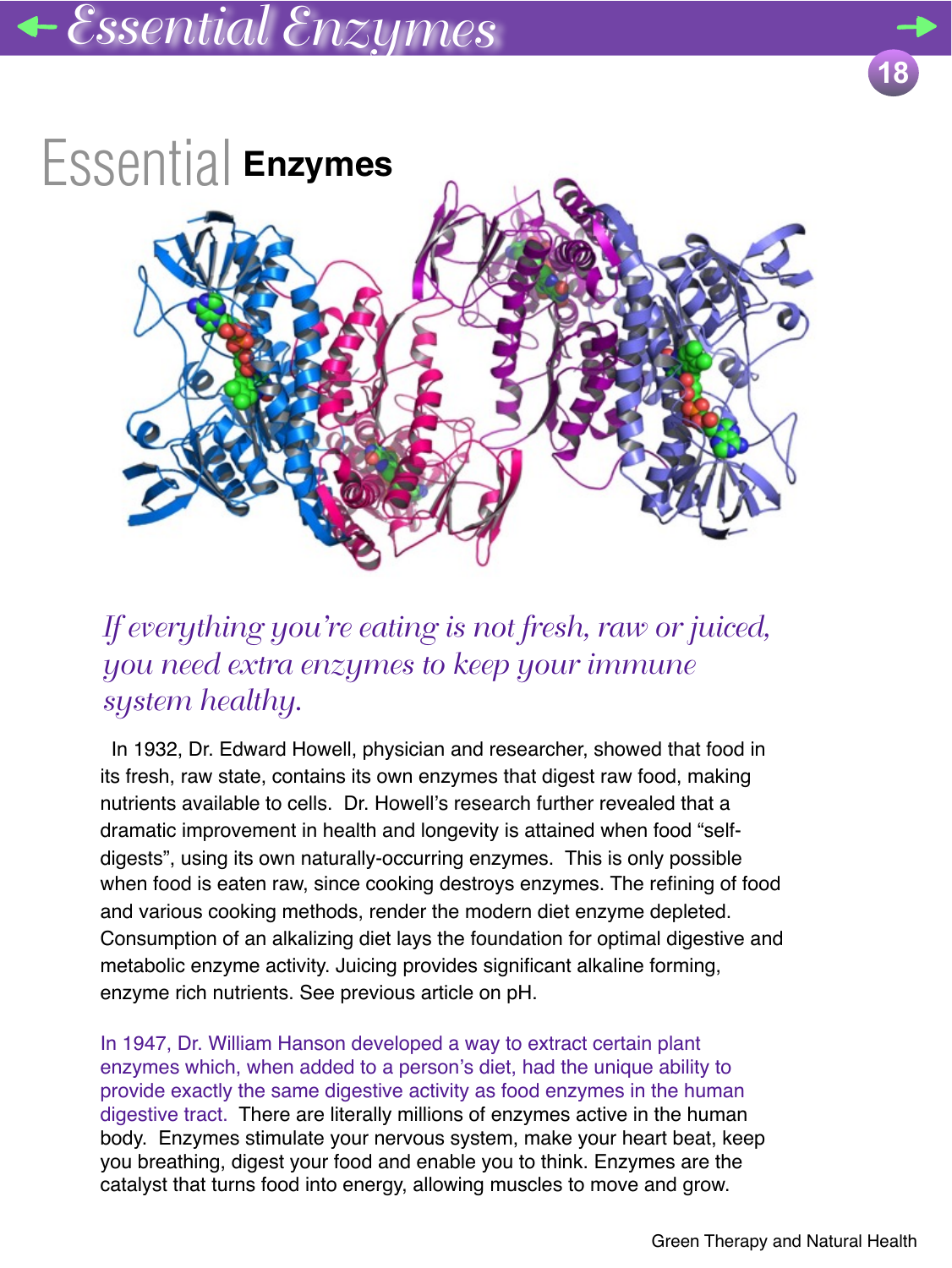# Essential Enzymes

*If everything you're eating is not fresh, raw or juiced, you need extra enzymes to keep your immune system healthy.*

In 1932, Dr. Edward Howell, physician and researcher, showed that food in its fresh, raw state, contains its own enzymes that digest raw food, making nutrients available to cells. Dr. Howell's research further revealed that a dramatic improvement in health and longevity is attained when food "self-digests", using its own naturally-occurring enzymes. This is only possible when food is eaten raw, since cooking destroys enzymes. The refining of food and various cooking methods, render the modern diet enzyme depleted. Consumption of an alkalizing diet lays the foundation for optimal digestive and metabolic enzyme activity. Juicing provides significant alkaline forming, enzyme rich nutrients. See previous article on pH.

In 1947, Dr. William Hanson developed a way to extract certain plant enzymes which, when added to a person's diet, had the unique ability to provide exactly the same digestive activity as food enzymes in the human digestive tract. There are literally millions of enzymes active in the human body. Enzymes stimulate your nervous system, make your heart beat, keep you breathing, digest your food and enable you to think. Enzymes are the catalyst that turns food into energy, allowing muscles to move and grow.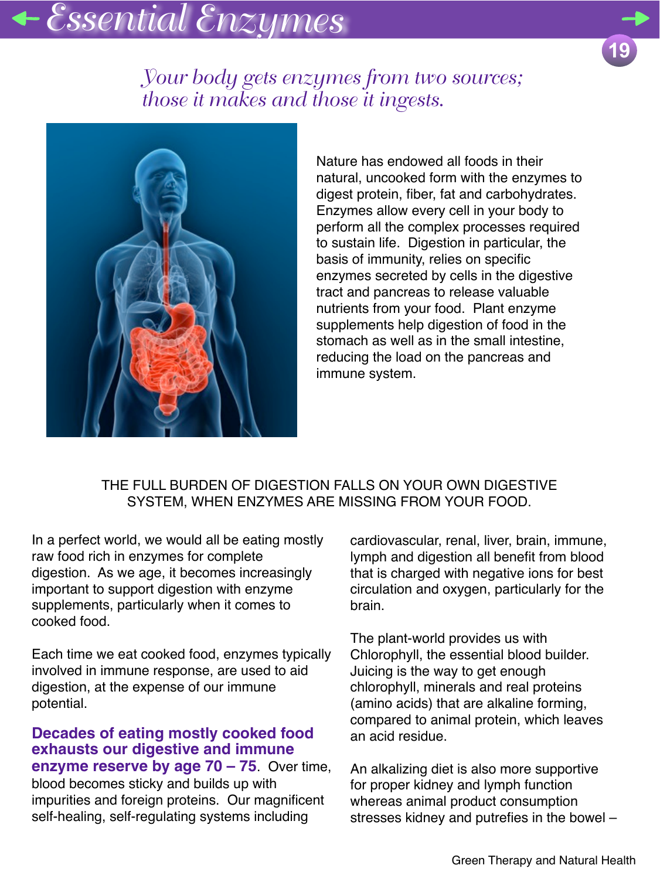# Essential Enzymes

*Your body gets enzymes from two sources; those it makes and those it ingests.*

Nature has endowed all foods in their natural, uncooked form with the enzymes to digest protein, fiber, fat and carbohydrates. Enzymes allow every cell in your body to perform all the complex processes required to sustain life. Digestion in particular, the basis of immunity, relies on specific enzymes secreted by cells in the digestive tract and pancreas to release valuable nutrients from your food. Plant enzyme supplements help digestion of food in the stomach as well as in the small intestine, reducing the load on the pancreas and immune system.

THE FULL BURDEN OF DIGESTION FALLS ON YOUR OWN DIGESTIVE SYSTEM, WHEN ENZYMES ARE MISSING FROM YOUR FOOD.

In a perfect world, we would all be eating mostly raw food rich in enzymes for complete digestion. As we age, it becomes increasingly important to support digestion with enzyme supplements, particularly when it comes to cooked food.

Each time we eat cooked food, enzymes typically involved in immune response, are used to aid digestion, at the expense of our immune potential.

**Decades of eating mostly cooked food exhausts our digestive and immune enzyme reserve by age 70 – 75**. Over time, blood becomes sticky and builds up with impurities and foreign proteins. Our magnificent self-healing, self-regulating systems including cardiovascular, renal, liver, brain, immune, lymph and digestion all benefit from blood that is charged with negative ions for best circulation and oxygen, particularly for the brain.

The plant-world provides us with Chlorophyll, the essential blood builder. Juicing is the way to get enough chlorophyll, minerals and real proteins (amino acids) that are alkaline forming, compared to animal protein, which leaves an acid residue.

An alkalizing diet is also more supportive for proper kidney and lymph function whereas animal product consumption stresses kidney and putrefies in the bowel –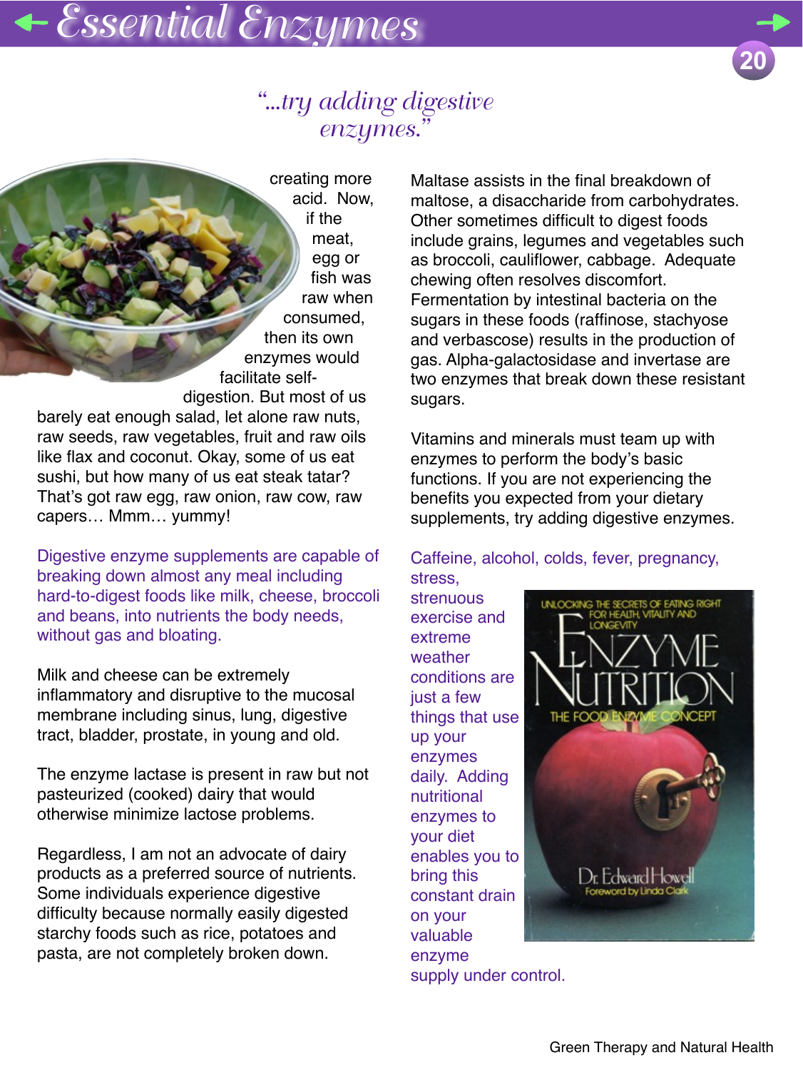*"...try adding digestive enzymes."*

creating more acid. Now, if the meat, egg or fish was raw when consumed, then its own enzymes would facilitate self-digestion. But most of us barely eat enough salad, let alone raw nuts, raw seeds, raw vegetables, fruit and raw oils like flax and coconut. Okay, some of us eat sushi, but how many of us eat steak tatar? That's got raw egg, raw onion, raw cow, raw capers… Mmm… yummy!

Digestive enzyme supplements are capable of breaking down almost any meal including hard-to-digest foods like milk, cheese, broccoli and beans, into nutrients the body needs, without gas and bloating.

Milk and cheese can be extremely inflammatory and disruptive to the mucosal membrane including sinus, lung, digestive tract, bladder, prostate, in young and old.

The enzyme lactase is present in raw but not pasteurized (cooked) dairy that would otherwise minimize lactose problems.

Regardless, I am not an advocate of dairy products as a preferred source of nutrients. Some individuals experience digestive difficulty because normally easily digested starchy foods such as rice, potatoes and pasta, are not completely broken down.

Maltase assists in the final breakdown of maltose, a disaccharide from carbohydrates. Other sometimes difficult to digest foods include grains, legumes and vegetables such as broccoli, cauliflower, cabbage. Adequate chewing often resolves discomfort. Fermentation by intestinal bacteria on the sugars in these foods (raffinose, stachyose and verbascose) results in the production of gas. Alpha-galactosidase and invertase are two enzymes that break down these resistant sugars.

Vitamins and minerals must team up with enzymes to perform the body's basic functions. If you are not experiencing the benefits you expected from your dietary supplements, try adding digestive enzymes.

Caffeine, alcohol, colds, fever, pregnancy, stress, strenuous exercise and extreme weather conditions are just a few things that use up your enzymes daily. Adding nutritional enzymes to your diet enables you to bring this constant drain on your valuable enzyme supply under control.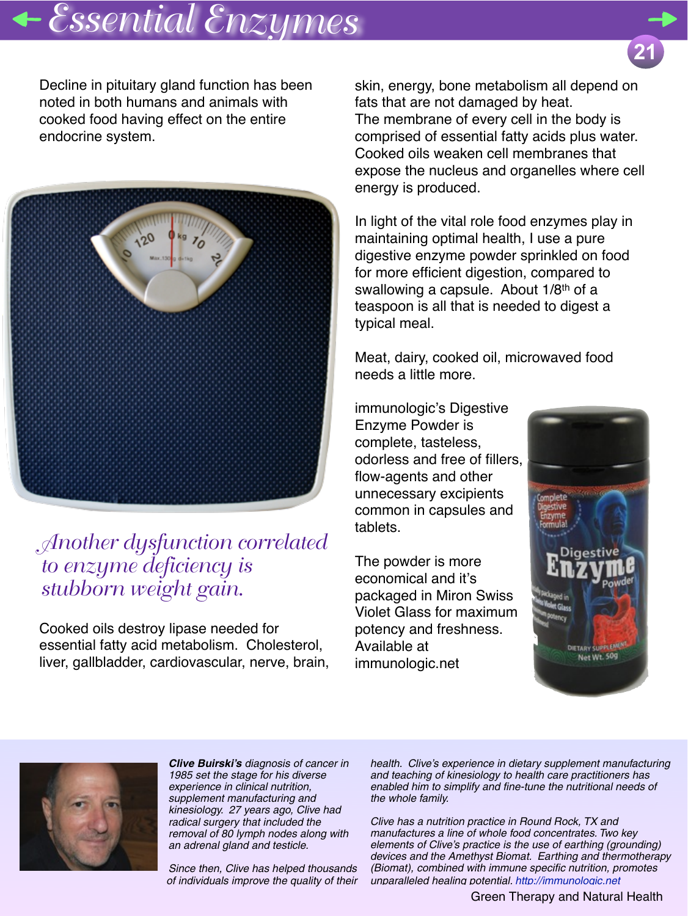# Essential Enzymes

Decline in pituitary gland function has been noted in both humans and animals with cooked food having effect on the entire endocrine system.

*Another dysfunction correlated to enzyme deficiency is stubborn weight gain.*

Cooked oils destroy lipase needed for essential fatty acid metabolism. Cholesterol, liver, gallbladder, cardiovascular, nerve, brain, skin, energy, bone metabolism all depend on fats that are not damaged by heat.

The membrane of every cell in the body is comprised of essential fatty acids plus water. Cooked oils weaken cell membranes that expose the nucleus and organelles where cell energy is produced.

In light of the vital role food enzymes play in maintaining optimal health, I use a pure digestive enzyme powder sprinkled on food for more efficient digestion, compared to swallowing a capsule. About 1/8th of a teaspoon is all that is needed to digest a typical meal.

Meat, dairy, cooked oil, microwaved food needs a little more.

immunologic's Digestive Enzyme Powder is complete, tasteless, odorless and free of fillers, flow-agents and other unnecessary excipients common in capsules and tablets.

The powder is more economical and it's packaged in Miron Swiss Violet Glass for maximum potency and freshness. Available at immunologic.net

***Clive Buirski's*** *diagnosis of cancer in 1985 set the stage for his diverse experience in clinical nutrition, supplement manufacturing and kinesiology. 27 years ago, Clive had radical surgery that included the removal of 80 lymph nodes along with an adrenal gland and testicle.*

*Since then, Clive has helped thousands of individuals improve the quality of their health. Clive's experience in dietary supplement manufacturing and teaching of kinesiology to health care practitioners has enabled him to simplify and fine-tune the nutritional needs of the whole family.*

*Clive has a nutrition practice in Round Rock, TX and manufactures a line of whole food concentrates. Two key elements of Clive's practice is the use of earthing (grounding) devices and the Amethyst Biomat. Earthing and thermotherapy (Biomat), combined with immune specific nutrition, promotes unparalleled healing potential.* http://immunologic.net